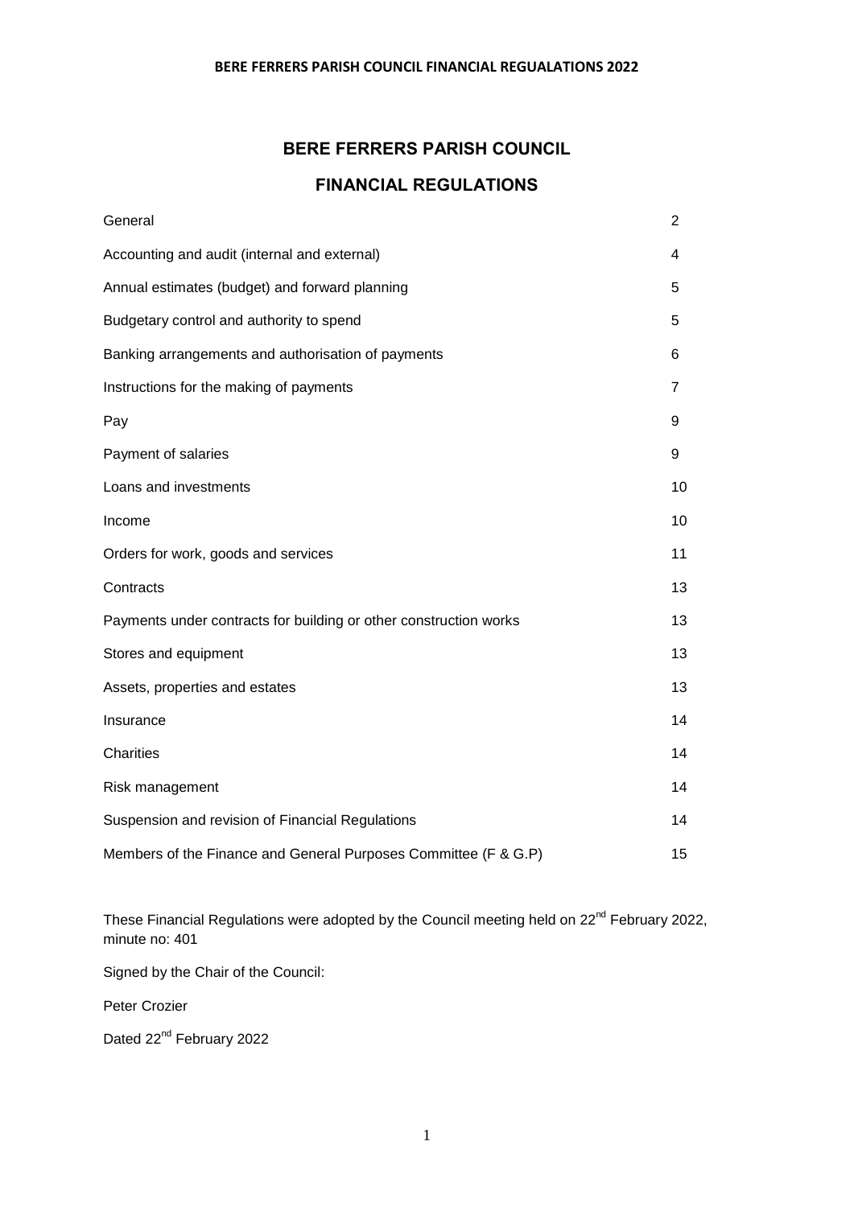# BERE FERRERS PARISH COUNCIL

## FINANCIAL REGULATIONS

| | |
|---|---|
| General | 2 |
| Accounting and audit (internal and external) | 4 |
| Annual estimates (budget) and forward planning | 5 |
| Budgetary control and authority to spend | 5 |
| Banking arrangements and authorisation of payments | 6 |
| Instructions for the making of payments | 7 |
| Pay | 9 |
| Payment of salaries | 9 |
| Loans and investments | 10 |
| Income | 10 |
| Orders for work, goods and services | 11 |
| Contracts | 13 |
| Payments under contracts for building or other construction works | 13 |
| Stores and equipment | 13 |
| Assets, properties and estates | 13 |
| Insurance | 14 |
| Charities | 14 |
| Risk management | 14 |
| Suspension and revision of Financial Regulations | 14 |
| Members of the Finance and General Purposes Committee (F & G.P) | 15 |

These Financial Regulations were adopted by the Council meeting held on 22nd February 2022, minute no: 401

Signed by the Chair of the Council:

Peter Crozier

Dated 22nd February 2022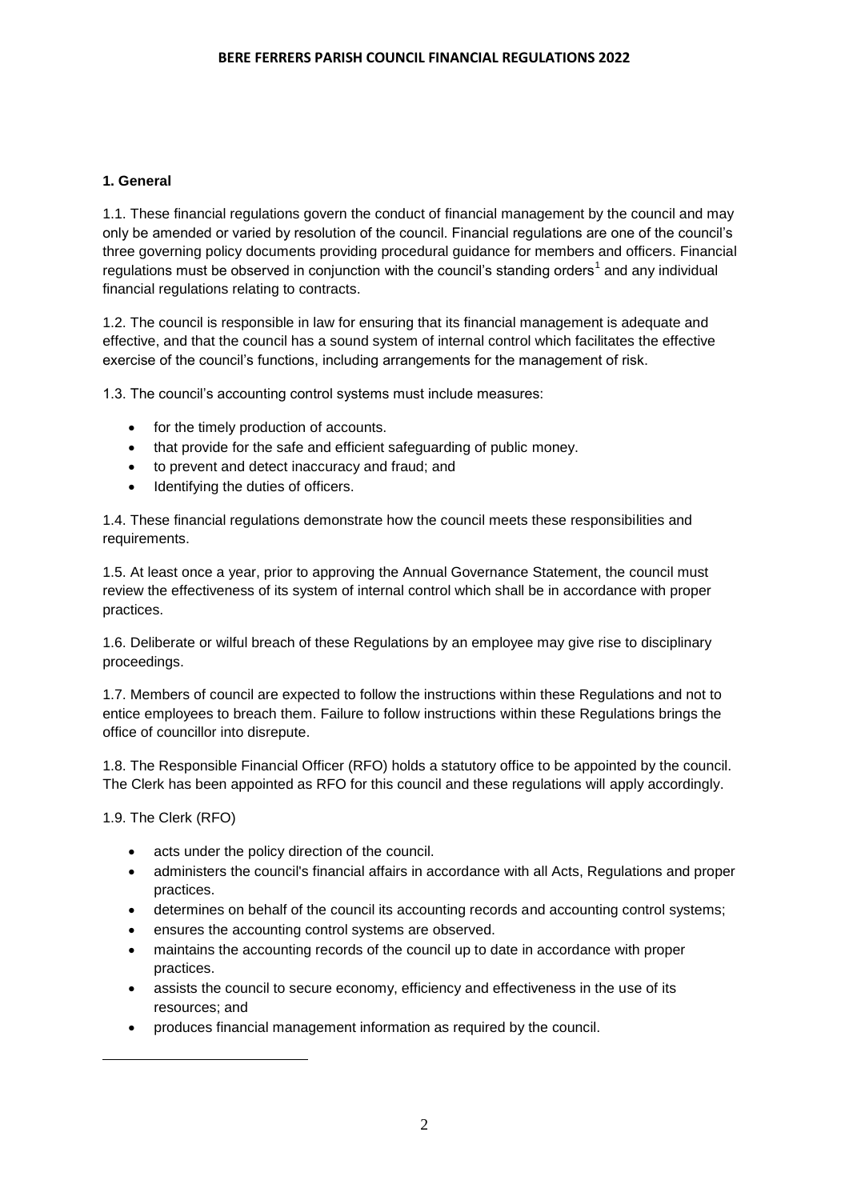### 1. General

1.1. These financial regulations govern the conduct of financial management by the council and may only be amended or varied by resolution of the council. Financial regulations are one of the council's three governing policy documents providing procedural guidance for members and officers. Financial regulations must be observed in conjunction with the council's standing orders[1] and any individual financial regulations relating to contracts.

1.2. The council is responsible in law for ensuring that its financial management is adequate and effective, and that the council has a sound system of internal control which facilitates the effective exercise of the council's functions, including arrangements for the management of risk.

1.3. The council's accounting control systems must include measures:

- for the timely production of accounts.
- that provide for the safe and efficient safeguarding of public money.
- to prevent and detect inaccuracy and fraud; and
- Identifying the duties of officers.

1.4. These financial regulations demonstrate how the council meets these responsibilities and requirements.

1.5. At least once a year, prior to approving the Annual Governance Statement, the council must review the effectiveness of its system of internal control which shall be in accordance with proper practices.

1.6. Deliberate or wilful breach of these Regulations by an employee may give rise to disciplinary proceedings.

1.7. Members of council are expected to follow the instructions within these Regulations and not to entice employees to breach them. Failure to follow instructions within these Regulations brings the office of councillor into disrepute.

1.8. The Responsible Financial Officer (RFO) holds a statutory office to be appointed by the council. The Clerk has been appointed as RFO for this council and these regulations will apply accordingly.

1.9. The Clerk (RFO)

- acts under the policy direction of the council.
- administers the council's financial affairs in accordance with all Acts, Regulations and proper practices.
- determines on behalf of the council its accounting records and accounting control systems;
- ensures the accounting control systems are observed.
- maintains the accounting records of the council up to date in accordance with proper practices.
- assists the council to secure economy, efficiency and effectiveness in the use of its resources; and
- produces financial management information as required by the council.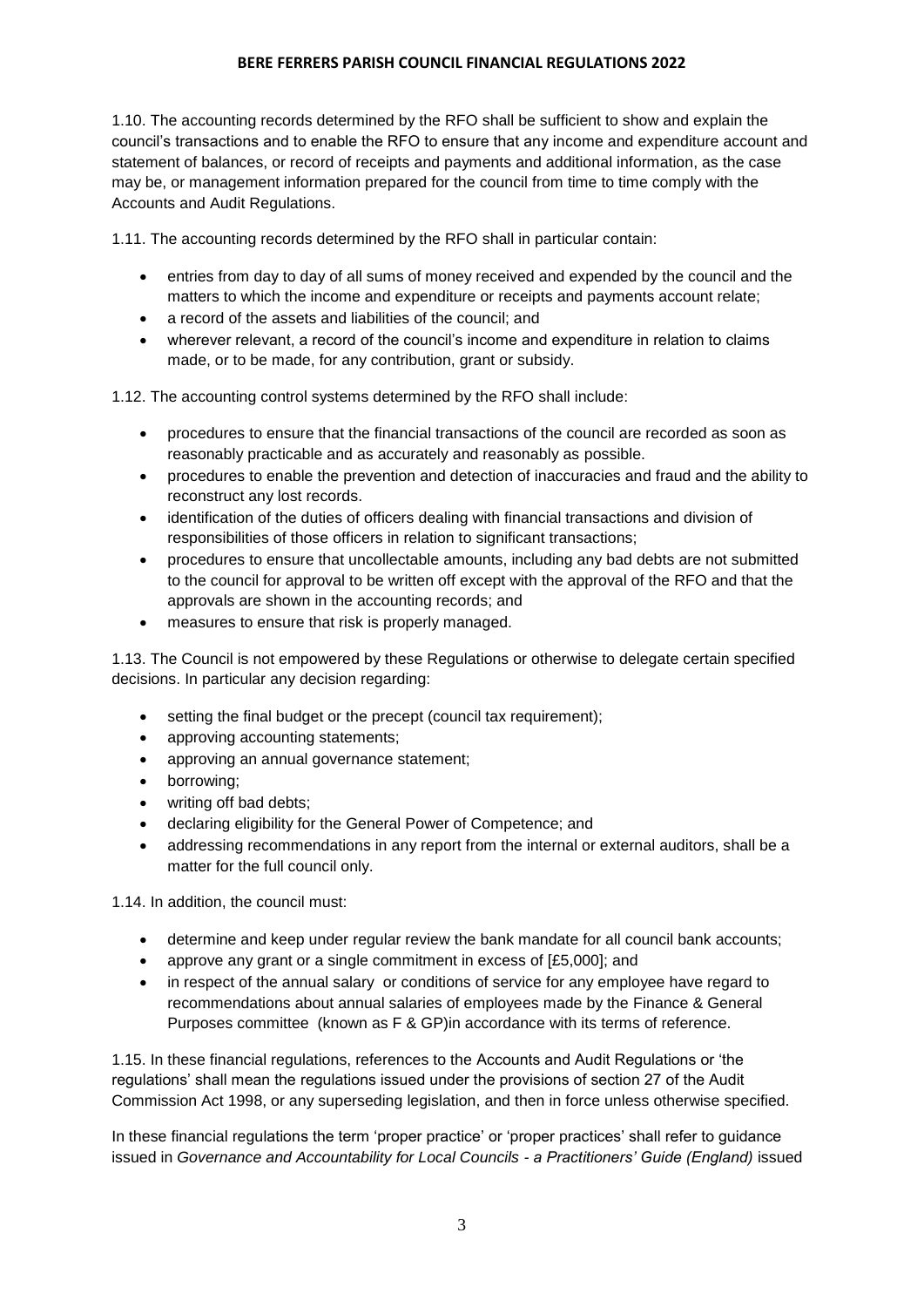1.10. The accounting records determined by the RFO shall be sufficient to show and explain the council's transactions and to enable the RFO to ensure that any income and expenditure account and statement of balances, or record of receipts and payments and additional information, as the case may be, or management information prepared for the council from time to time comply with the Accounts and Audit Regulations.

1.11. The accounting records determined by the RFO shall in particular contain:

- entries from day to day of all sums of money received and expended by the council and the matters to which the income and expenditure or receipts and payments account relate;
- a record of the assets and liabilities of the council; and
- wherever relevant, a record of the council's income and expenditure in relation to claims made, or to be made, for any contribution, grant or subsidy.

1.12. The accounting control systems determined by the RFO shall include:

- procedures to ensure that the financial transactions of the council are recorded as soon as reasonably practicable and as accurately and reasonably as possible.
- procedures to enable the prevention and detection of inaccuracies and fraud and the ability to reconstruct any lost records.
- identification of the duties of officers dealing with financial transactions and division of responsibilities of those officers in relation to significant transactions;
- procedures to ensure that uncollectable amounts, including any bad debts are not submitted to the council for approval to be written off except with the approval of the RFO and that the approvals are shown in the accounting records; and
- measures to ensure that risk is properly managed.

1.13. The Council is not empowered by these Regulations or otherwise to delegate certain specified decisions. In particular any decision regarding:

- setting the final budget or the precept (council tax requirement);
- approving accounting statements;
- approving an annual governance statement;
- borrowing;
- writing off bad debts;
- declaring eligibility for the General Power of Competence; and
- addressing recommendations in any report from the internal or external auditors, shall be a matter for the full council only.

1.14. In addition, the council must:

- determine and keep under regular review the bank mandate for all council bank accounts;
- approve any grant or a single commitment in excess of [£5,000]; and
- in respect of the annual salary or conditions of service for any employee have regard to recommendations about annual salaries of employees made by the Finance & General Purposes committee (known as F & GP)in accordance with its terms of reference.

1.15. In these financial regulations, references to the Accounts and Audit Regulations or 'the regulations' shall mean the regulations issued under the provisions of section 27 of the Audit Commission Act 1998, or any superseding legislation, and then in force unless otherwise specified.

In these financial regulations the term 'proper practice' or 'proper practices' shall refer to guidance issued in *Governance and Accountability for Local Councils - a Practitioners' Guide (England)* issued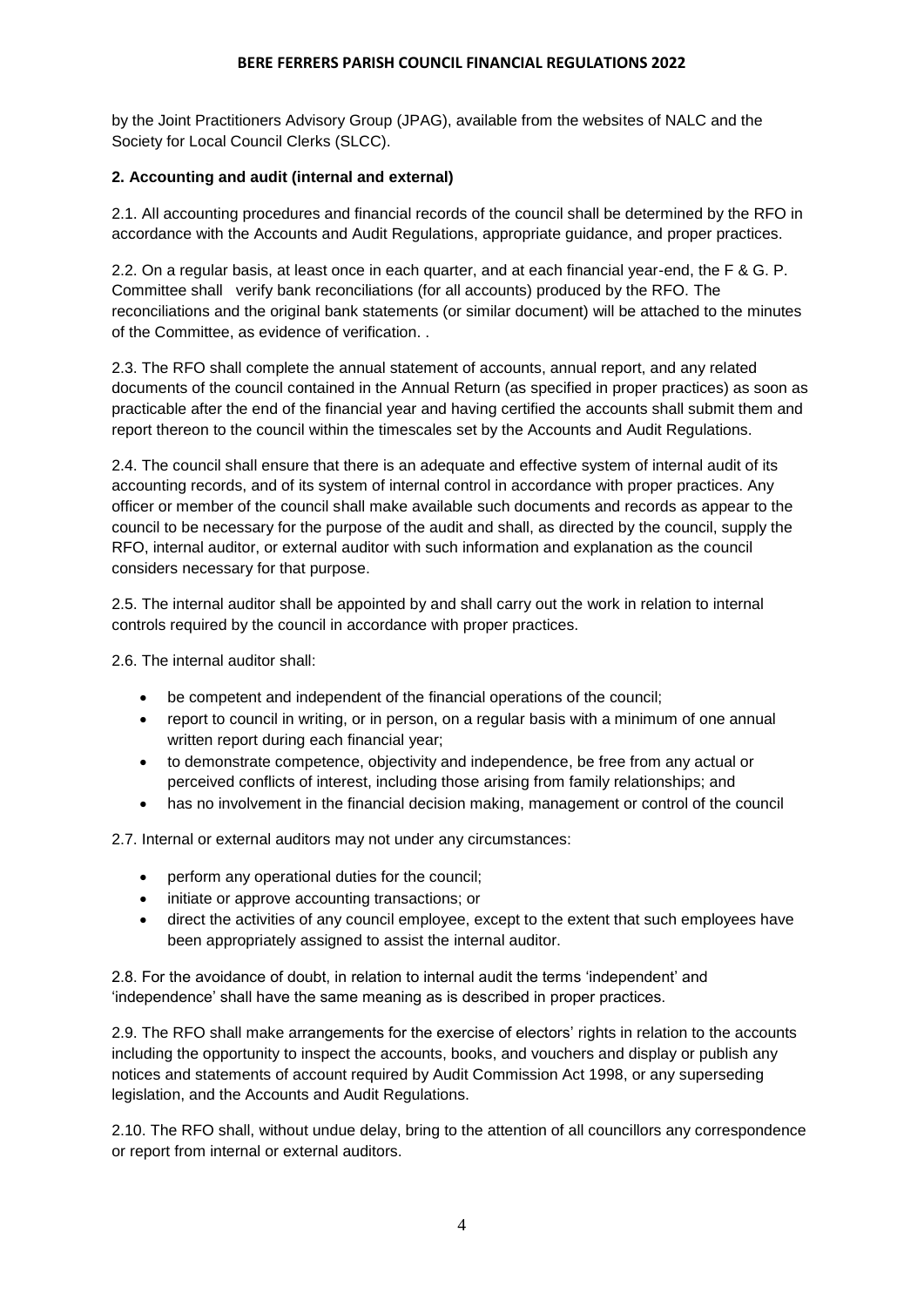by the Joint Practitioners Advisory Group (JPAG), available from the websites of NALC and the Society for Local Council Clerks (SLCC).

**2. Accounting and audit (internal and external)**

2.1. All accounting procedures and financial records of the council shall be determined by the RFO in accordance with the Accounts and Audit Regulations, appropriate guidance, and proper practices.

2.2. On a regular basis, at least once in each quarter, and at each financial year-end, the F & G. P. Committee shall verify bank reconciliations (for all accounts) produced by the RFO. The reconciliations and the original bank statements (or similar document) will be attached to the minutes of the Committee, as evidence of verification. .

2.3. The RFO shall complete the annual statement of accounts, annual report, and any related documents of the council contained in the Annual Return (as specified in proper practices) as soon as practicable after the end of the financial year and having certified the accounts shall submit them and report thereon to the council within the timescales set by the Accounts and Audit Regulations.

2.4. The council shall ensure that there is an adequate and effective system of internal audit of its accounting records, and of its system of internal control in accordance with proper practices. Any officer or member of the council shall make available such documents and records as appear to the council to be necessary for the purpose of the audit and shall, as directed by the council, supply the RFO, internal auditor, or external auditor with such information and explanation as the council considers necessary for that purpose.

2.5. The internal auditor shall be appointed by and shall carry out the work in relation to internal controls required by the council in accordance with proper practices.

2.6. The internal auditor shall:

- be competent and independent of the financial operations of the council;
- report to council in writing, or in person, on a regular basis with a minimum of one annual written report during each financial year;
- to demonstrate competence, objectivity and independence, be free from any actual or perceived conflicts of interest, including those arising from family relationships; and
- has no involvement in the financial decision making, management or control of the council

2.7. Internal or external auditors may not under any circumstances:

- perform any operational duties for the council;
- initiate or approve accounting transactions; or
- direct the activities of any council employee, except to the extent that such employees have been appropriately assigned to assist the internal auditor.

2.8. For the avoidance of doubt, in relation to internal audit the terms 'independent' and 'independence' shall have the same meaning as is described in proper practices.

2.9. The RFO shall make arrangements for the exercise of electors' rights in relation to the accounts including the opportunity to inspect the accounts, books, and vouchers and display or publish any notices and statements of account required by Audit Commission Act 1998, or any superseding legislation, and the Accounts and Audit Regulations.

2.10. The RFO shall, without undue delay, bring to the attention of all councillors any correspondence or report from internal or external auditors.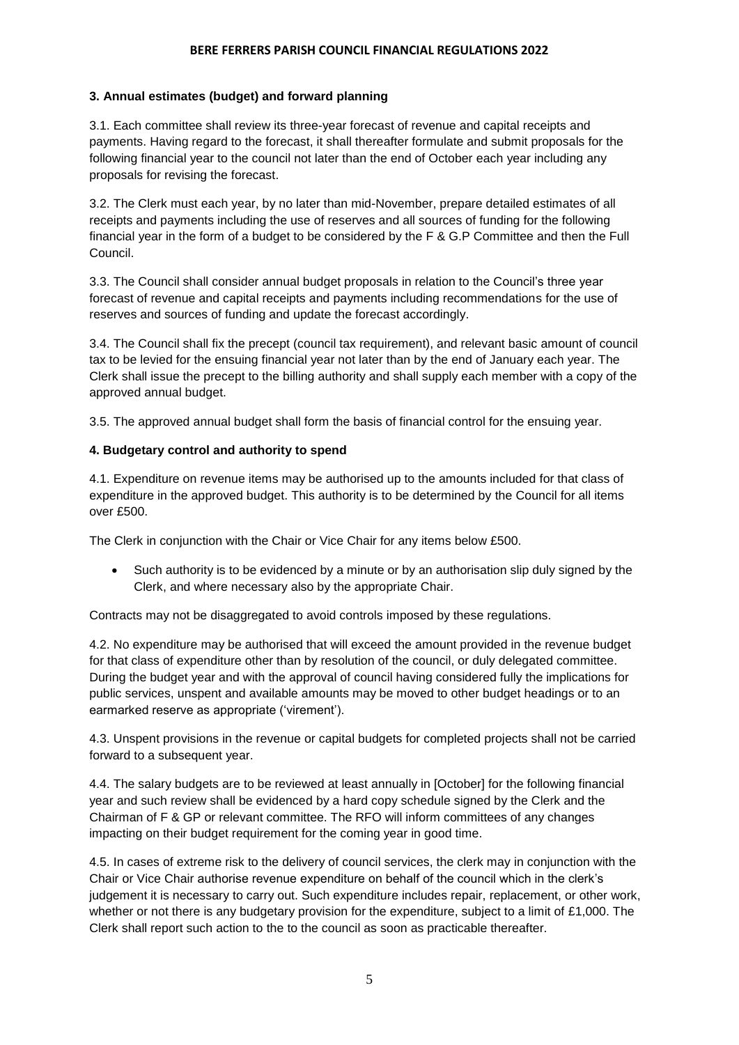### 3. Annual estimates (budget) and forward planning

3.1. Each committee shall review its three-year forecast of revenue and capital receipts and payments. Having regard to the forecast, it shall thereafter formulate and submit proposals for the following financial year to the council not later than the end of October each year including any proposals for revising the forecast.

3.2. The Clerk must each year, by no later than mid-November, prepare detailed estimates of all receipts and payments including the use of reserves and all sources of funding for the following financial year in the form of a budget to be considered by the F & G.P Committee and then the Full Council.

3.3. The Council shall consider annual budget proposals in relation to the Council's three year forecast of revenue and capital receipts and payments including recommendations for the use of reserves and sources of funding and update the forecast accordingly.

3.4. The Council shall fix the precept (council tax requirement), and relevant basic amount of council tax to be levied for the ensuing financial year not later than by the end of January each year. The Clerk shall issue the precept to the billing authority and shall supply each member with a copy of the approved annual budget.

3.5. The approved annual budget shall form the basis of financial control for the ensuing year.

### 4. Budgetary control and authority to spend

4.1. Expenditure on revenue items may be authorised up to the amounts included for that class of expenditure in the approved budget. This authority is to be determined by the Council for all items over £500.

The Clerk in conjunction with the Chair or Vice Chair for any items below £500.

- Such authority is to be evidenced by a minute or by an authorisation slip duly signed by the Clerk, and where necessary also by the appropriate Chair.

Contracts may not be disaggregated to avoid controls imposed by these regulations.

4.2. No expenditure may be authorised that will exceed the amount provided in the revenue budget for that class of expenditure other than by resolution of the council, or duly delegated committee. During the budget year and with the approval of council having considered fully the implications for public services, unspent and available amounts may be moved to other budget headings or to an earmarked reserve as appropriate ('virement').

4.3. Unspent provisions in the revenue or capital budgets for completed projects shall not be carried forward to a subsequent year.

4.4. The salary budgets are to be reviewed at least annually in [October] for the following financial year and such review shall be evidenced by a hard copy schedule signed by the Clerk and the Chairman of F & GP or relevant committee. The RFO will inform committees of any changes impacting on their budget requirement for the coming year in good time.

4.5. In cases of extreme risk to the delivery of council services, the clerk may in conjunction with the Chair or Vice Chair authorise revenue expenditure on behalf of the council which in the clerk's judgement it is necessary to carry out. Such expenditure includes repair, replacement, or other work, whether or not there is any budgetary provision for the expenditure, subject to a limit of £1,000. The Clerk shall report such action to the to the council as soon as practicable thereafter.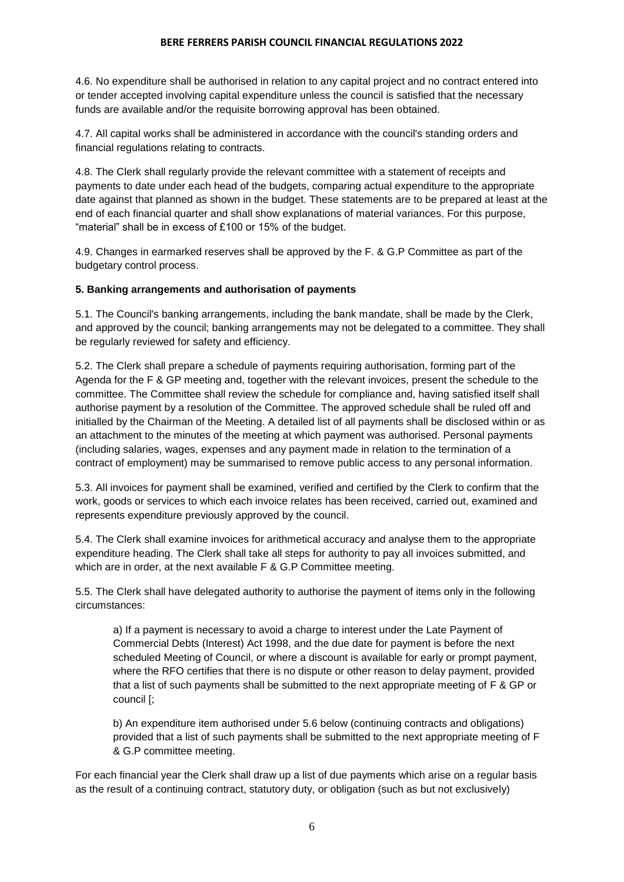4.6. No expenditure shall be authorised in relation to any capital project and no contract entered into or tender accepted involving capital expenditure unless the council is satisfied that the necessary funds are available and/or the requisite borrowing approval has been obtained.

4.7. All capital works shall be administered in accordance with the council's standing orders and financial regulations relating to contracts.

4.8. The Clerk shall regularly provide the relevant committee with a statement of receipts and payments to date under each head of the budgets, comparing actual expenditure to the appropriate date against that planned as shown in the budget. These statements are to be prepared at least at the end of each financial quarter and shall show explanations of material variances. For this purpose, "material" shall be in excess of £100 or 15% of the budget.

4.9. Changes in earmarked reserves shall be approved by the F. & G.P Committee as part of the budgetary control process.

**5. Banking arrangements and authorisation of payments**

5.1. The Council's banking arrangements, including the bank mandate, shall be made by the Clerk, and approved by the council; banking arrangements may not be delegated to a committee. They shall be regularly reviewed for safety and efficiency.

5.2. The Clerk shall prepare a schedule of payments requiring authorisation, forming part of the Agenda for the F & GP meeting and, together with the relevant invoices, present the schedule to the committee. The Committee shall review the schedule for compliance and, having satisfied itself shall authorise payment by a resolution of the Committee. The approved schedule shall be ruled off and initialled by the Chairman of the Meeting. A detailed list of all payments shall be disclosed within or as an attachment to the minutes of the meeting at which payment was authorised. Personal payments (including salaries, wages, expenses and any payment made in relation to the termination of a contract of employment) may be summarised to remove public access to any personal information.

5.3. All invoices for payment shall be examined, verified and certified by the Clerk to confirm that the work, goods or services to which each invoice relates has been received, carried out, examined and represents expenditure previously approved by the council.

5.4. The Clerk shall examine invoices for arithmetical accuracy and analyse them to the appropriate expenditure heading. The Clerk shall take all steps for authority to pay all invoices submitted, and which are in order, at the next available F & G.P Committee meeting.

5.5. The Clerk shall have delegated authority to authorise the payment of items only in the following circumstances:

a) If a payment is necessary to avoid a charge to interest under the Late Payment of Commercial Debts (Interest) Act 1998, and the due date for payment is before the next scheduled Meeting of Council, or where a discount is available for early or prompt payment, where the RFO certifies that there is no dispute or other reason to delay payment, provided that a list of such payments shall be submitted to the next appropriate meeting of F & GP or council [;

b) An expenditure item authorised under 5.6 below (continuing contracts and obligations) provided that a list of such payments shall be submitted to the next appropriate meeting of F & G.P committee meeting.

For each financial year the Clerk shall draw up a list of due payments which arise on a regular basis as the result of a continuing contract, statutory duty, or obligation (such as but not exclusively)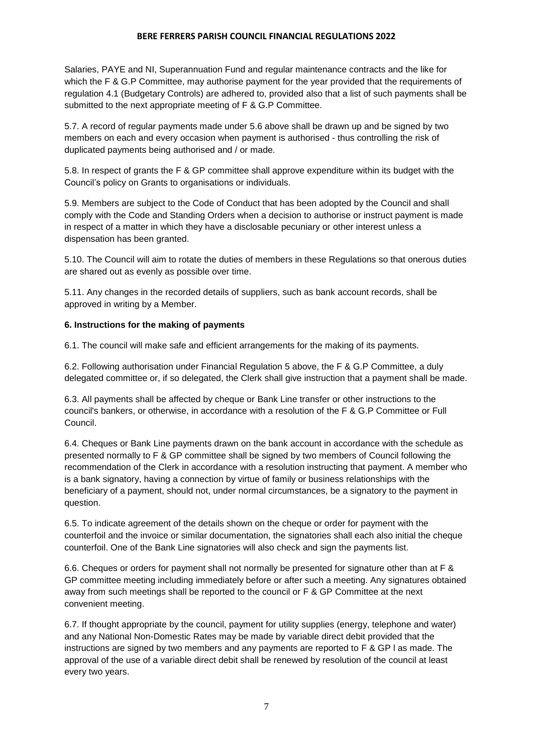Salaries, PAYE and NI, Superannuation Fund and regular maintenance contracts and the like for which the F & G.P Committee, may authorise payment for the year provided that the requirements of regulation 4.1 (Budgetary Controls) are adhered to, provided also that a list of such payments shall be submitted to the next appropriate meeting of F & G.P Committee.

5.7. A record of regular payments made under 5.6 above shall be drawn up and be signed by two members on each and every occasion when payment is authorised - thus controlling the risk of duplicated payments being authorised and / or made.

5.8. In respect of grants the F & GP committee shall approve expenditure within its budget with the Council's policy on Grants to organisations or individuals.

5.9. Members are subject to the Code of Conduct that has been adopted by the Council and shall comply with the Code and Standing Orders when a decision to authorise or instruct payment is made in respect of a matter in which they have a disclosable pecuniary or other interest unless a dispensation has been granted.

5.10. The Council will aim to rotate the duties of members in these Regulations so that onerous duties are shared out as evenly as possible over time.

5.11. Any changes in the recorded details of suppliers, such as bank account records, shall be approved in writing by a Member.

**6. Instructions for the making of payments**

6.1. The council will make safe and efficient arrangements for the making of its payments.

6.2. Following authorisation under Financial Regulation 5 above, the F & G.P Committee, a duly delegated committee or, if so delegated, the Clerk shall give instruction that a payment shall be made.

6.3. All payments shall be affected by cheque or Bank Line transfer or other instructions to the council's bankers, or otherwise, in accordance with a resolution of the F & G.P Committee or Full Council.

6.4. Cheques or Bank Line payments drawn on the bank account in accordance with the schedule as presented normally to F & GP committee shall be signed by two members of Council following the recommendation of the Clerk in accordance with a resolution instructing that payment. A member who is a bank signatory, having a connection by virtue of family or business relationships with the beneficiary of a payment, should not, under normal circumstances, be a signatory to the payment in question.

6.5. To indicate agreement of the details shown on the cheque or order for payment with the counterfoil and the invoice or similar documentation, the signatories shall each also initial the cheque counterfoil. One of the Bank Line signatories will also check and sign the payments list.

6.6. Cheques or orders for payment shall not normally be presented for signature other than at F & GP committee meeting including immediately before or after such a meeting. Any signatures obtained away from such meetings shall be reported to the council or F & GP Committee at the next convenient meeting.

6.7. If thought appropriate by the council, payment for utility supplies (energy, telephone and water) and any National Non-Domestic Rates may be made by variable direct debit provided that the instructions are signed by two members and any payments are reported to F & GP l as made. The approval of the use of a variable direct debit shall be renewed by resolution of the council at least every two years.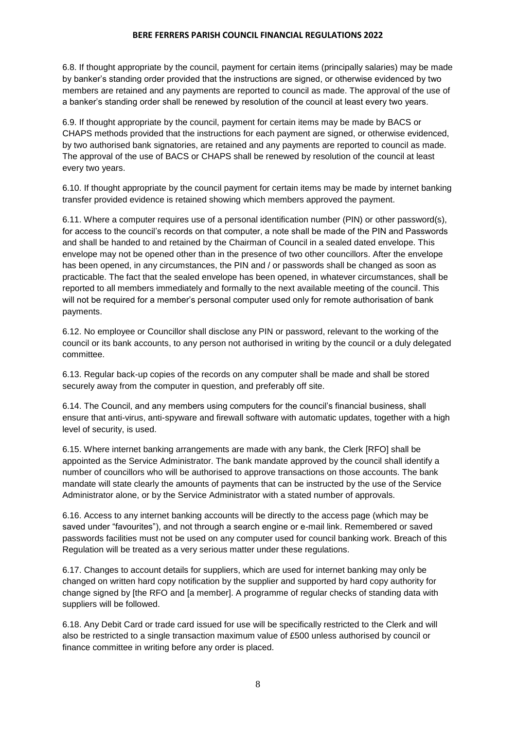6.8. If thought appropriate by the council, payment for certain items (principally salaries) may be made by banker's standing order provided that the instructions are signed, or otherwise evidenced by two members are retained and any payments are reported to council as made. The approval of the use of a banker's standing order shall be renewed by resolution of the council at least every two years.

6.9. If thought appropriate by the council, payment for certain items may be made by BACS or CHAPS methods provided that the instructions for each payment are signed, or otherwise evidenced, by two authorised bank signatories, are retained and any payments are reported to council as made. The approval of the use of BACS or CHAPS shall be renewed by resolution of the council at least every two years.

6.10. If thought appropriate by the council payment for certain items may be made by internet banking transfer provided evidence is retained showing which members approved the payment.

6.11. Where a computer requires use of a personal identification number (PIN) or other password(s), for access to the council's records on that computer, a note shall be made of the PIN and Passwords and shall be handed to and retained by the Chairman of Council in a sealed dated envelope. This envelope may not be opened other than in the presence of two other councillors. After the envelope has been opened, in any circumstances, the PIN and / or passwords shall be changed as soon as practicable. The fact that the sealed envelope has been opened, in whatever circumstances, shall be reported to all members immediately and formally to the next available meeting of the council. This will not be required for a member's personal computer used only for remote authorisation of bank payments.

6.12. No employee or Councillor shall disclose any PIN or password, relevant to the working of the council or its bank accounts, to any person not authorised in writing by the council or a duly delegated committee.

6.13. Regular back-up copies of the records on any computer shall be made and shall be stored securely away from the computer in question, and preferably off site.

6.14. The Council, and any members using computers for the council's financial business, shall ensure that anti-virus, anti-spyware and firewall software with automatic updates, together with a high level of security, is used.

6.15. Where internet banking arrangements are made with any bank, the Clerk [RFO] shall be appointed as the Service Administrator. The bank mandate approved by the council shall identify a number of councillors who will be authorised to approve transactions on those accounts. The bank mandate will state clearly the amounts of payments that can be instructed by the use of the Service Administrator alone, or by the Service Administrator with a stated number of approvals.

6.16. Access to any internet banking accounts will be directly to the access page (which may be saved under "favourites"), and not through a search engine or e-mail link. Remembered or saved passwords facilities must not be used on any computer used for council banking work. Breach of this Regulation will be treated as a very serious matter under these regulations.

6.17. Changes to account details for suppliers, which are used for internet banking may only be changed on written hard copy notification by the supplier and supported by hard copy authority for change signed by [the RFO and [a member]. A programme of regular checks of standing data with suppliers will be followed.

6.18. Any Debit Card or trade card issued for use will be specifically restricted to the Clerk and will also be restricted to a single transaction maximum value of £500 unless authorised by council or finance committee in writing before any order is placed.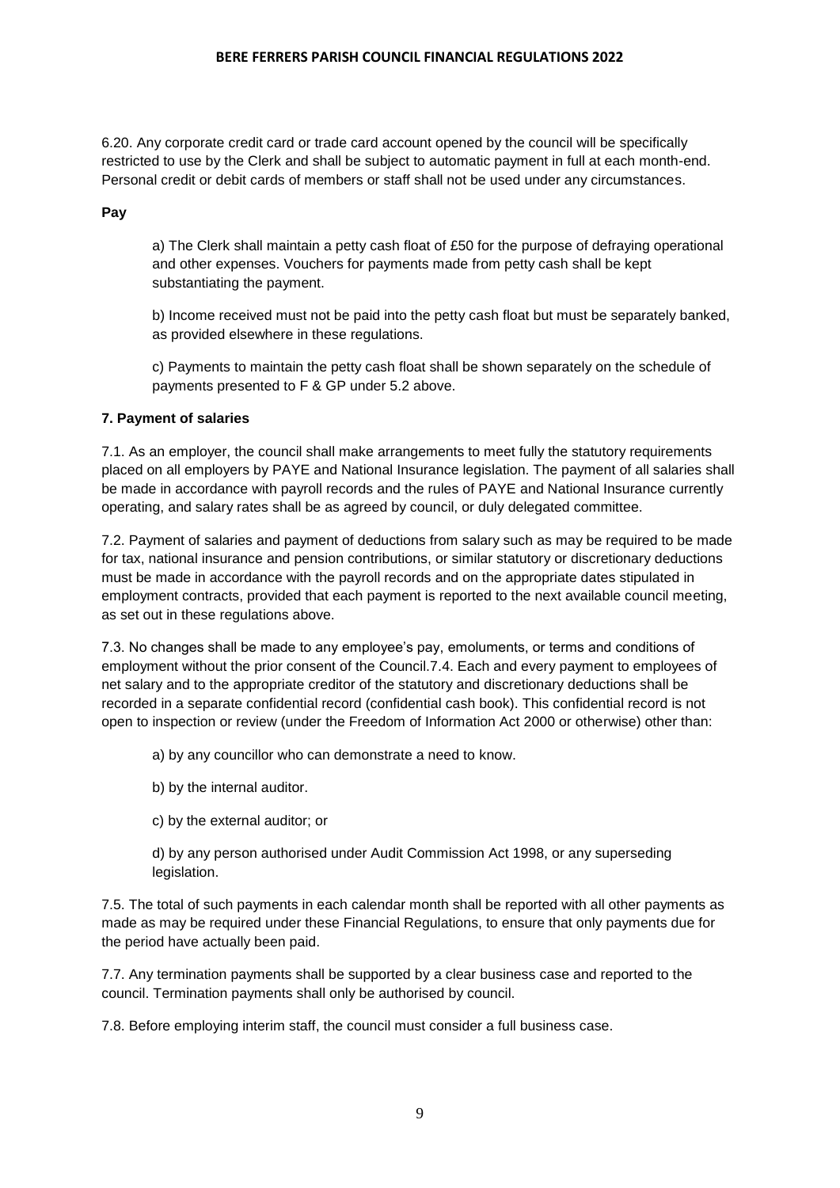6.20. Any corporate credit card or trade card account opened by the council will be specifically restricted to use by the Clerk and shall be subject to automatic payment in full at each month-end. Personal credit or debit cards of members or staff shall not be used under any circumstances.

**Pay**

a) The Clerk shall maintain a petty cash float of £50 for the purpose of defraying operational and other expenses. Vouchers for payments made from petty cash shall be kept substantiating the payment.

b) Income received must not be paid into the petty cash float but must be separately banked, as provided elsewhere in these regulations.

c) Payments to maintain the petty cash float shall be shown separately on the schedule of payments presented to F & GP under 5.2 above.

**7. Payment of salaries**

7.1. As an employer, the council shall make arrangements to meet fully the statutory requirements placed on all employers by PAYE and National Insurance legislation. The payment of all salaries shall be made in accordance with payroll records and the rules of PAYE and National Insurance currently operating, and salary rates shall be as agreed by council, or duly delegated committee.

7.2. Payment of salaries and payment of deductions from salary such as may be required to be made for tax, national insurance and pension contributions, or similar statutory or discretionary deductions must be made in accordance with the payroll records and on the appropriate dates stipulated in employment contracts, provided that each payment is reported to the next available council meeting, as set out in these regulations above.

7.3. No changes shall be made to any employee's pay, emoluments, or terms and conditions of employment without the prior consent of the Council.7.4. Each and every payment to employees of net salary and to the appropriate creditor of the statutory and discretionary deductions shall be recorded in a separate confidential record (confidential cash book). This confidential record is not open to inspection or review (under the Freedom of Information Act 2000 or otherwise) other than:

a) by any councillor who can demonstrate a need to know.

b) by the internal auditor.

c) by the external auditor; or

d) by any person authorised under Audit Commission Act 1998, or any superseding legislation.

7.5. The total of such payments in each calendar month shall be reported with all other payments as made as may be required under these Financial Regulations, to ensure that only payments due for the period have actually been paid.

7.7. Any termination payments shall be supported by a clear business case and reported to the council. Termination payments shall only be authorised by council.

7.8. Before employing interim staff, the council must consider a full business case.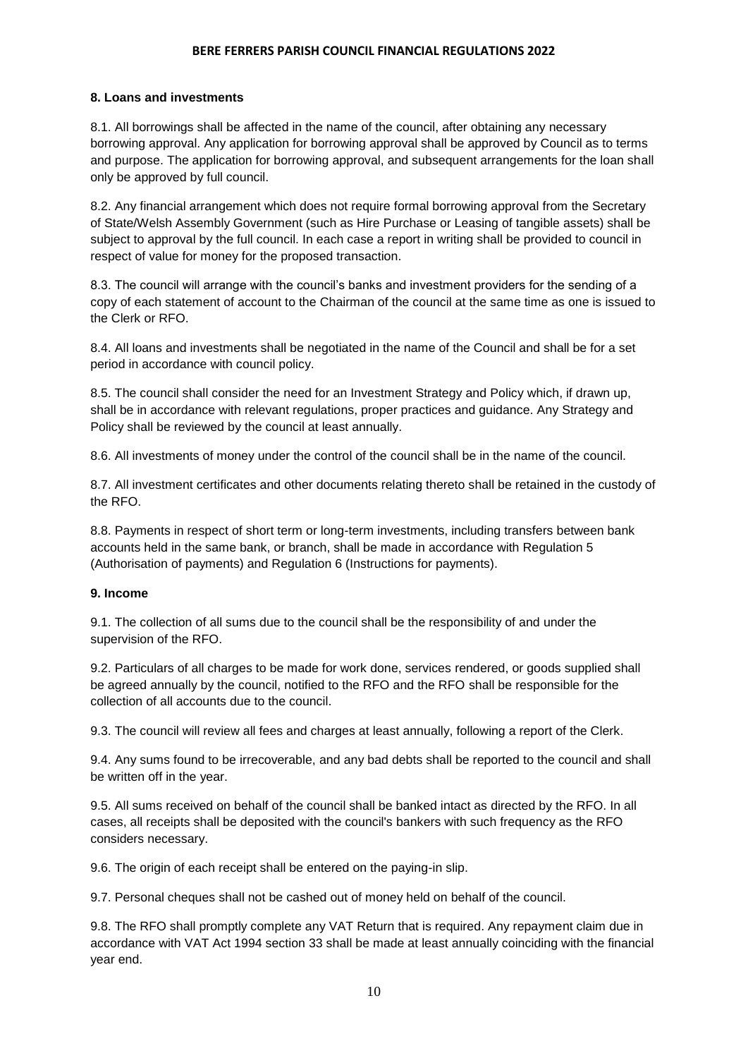### 8. Loans and investments

8.1. All borrowings shall be affected in the name of the council, after obtaining any necessary borrowing approval. Any application for borrowing approval shall be approved by Council as to terms and purpose. The application for borrowing approval, and subsequent arrangements for the loan shall only be approved by full council.

8.2. Any financial arrangement which does not require formal borrowing approval from the Secretary of State/Welsh Assembly Government (such as Hire Purchase or Leasing of tangible assets) shall be subject to approval by the full council. In each case a report in writing shall be provided to council in respect of value for money for the proposed transaction.

8.3. The council will arrange with the council's banks and investment providers for the sending of a copy of each statement of account to the Chairman of the council at the same time as one is issued to the Clerk or RFO.

8.4. All loans and investments shall be negotiated in the name of the Council and shall be for a set period in accordance with council policy.

8.5. The council shall consider the need for an Investment Strategy and Policy which, if drawn up, shall be in accordance with relevant regulations, proper practices and guidance. Any Strategy and Policy shall be reviewed by the council at least annually.

8.6. All investments of money under the control of the council shall be in the name of the council.

8.7. All investment certificates and other documents relating thereto shall be retained in the custody of the RFO.

8.8. Payments in respect of short term or long-term investments, including transfers between bank accounts held in the same bank, or branch, shall be made in accordance with Regulation 5 (Authorisation of payments) and Regulation 6 (Instructions for payments).

### 9. Income

9.1. The collection of all sums due to the council shall be the responsibility of and under the supervision of the RFO.

9.2. Particulars of all charges to be made for work done, services rendered, or goods supplied shall be agreed annually by the council, notified to the RFO and the RFO shall be responsible for the collection of all accounts due to the council.

9.3. The council will review all fees and charges at least annually, following a report of the Clerk.

9.4. Any sums found to be irrecoverable, and any bad debts shall be reported to the council and shall be written off in the year.

9.5. All sums received on behalf of the council shall be banked intact as directed by the RFO. In all cases, all receipts shall be deposited with the council's bankers with such frequency as the RFO considers necessary.

9.6. The origin of each receipt shall be entered on the paying-in slip.

9.7. Personal cheques shall not be cashed out of money held on behalf of the council.

9.8. The RFO shall promptly complete any VAT Return that is required. Any repayment claim due in accordance with VAT Act 1994 section 33 shall be made at least annually coinciding with the financial year end.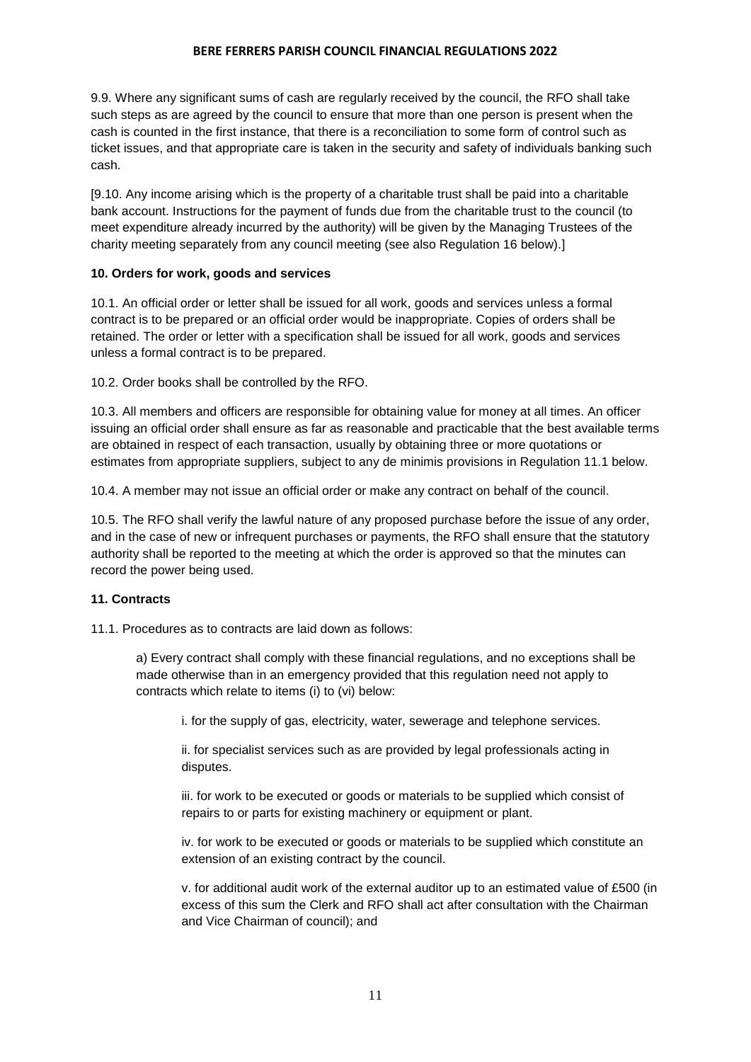9.9. Where any significant sums of cash are regularly received by the council, the RFO shall take such steps as are agreed by the council to ensure that more than one person is present when the cash is counted in the first instance, that there is a reconciliation to some form of control such as ticket issues, and that appropriate care is taken in the security and safety of individuals banking such cash.

[9.10. Any income arising which is the property of a charitable trust shall be paid into a charitable bank account. Instructions for the payment of funds due from the charitable trust to the council (to meet expenditure already incurred by the authority) will be given by the Managing Trustees of the charity meeting separately from any council meeting (see also Regulation 16 below).]

**10. Orders for work, goods and services**

10.1. An official order or letter shall be issued for all work, goods and services unless a formal contract is to be prepared or an official order would be inappropriate. Copies of orders shall be retained. The order or letter with a specification shall be issued for all work, goods and services unless a formal contract is to be prepared.

10.2. Order books shall be controlled by the RFO.

10.3. All members and officers are responsible for obtaining value for money at all times. An officer issuing an official order shall ensure as far as reasonable and practicable that the best available terms are obtained in respect of each transaction, usually by obtaining three or more quotations or estimates from appropriate suppliers, subject to any de minimis provisions in Regulation 11.1 below.

10.4. A member may not issue an official order or make any contract on behalf of the council.

10.5. The RFO shall verify the lawful nature of any proposed purchase before the issue of any order, and in the case of new or infrequent purchases or payments, the RFO shall ensure that the statutory authority shall be reported to the meeting at which the order is approved so that the minutes can record the power being used.

**11. Contracts**

11.1. Procedures as to contracts are laid down as follows:

a) Every contract shall comply with these financial regulations, and no exceptions shall be made otherwise than in an emergency provided that this regulation need not apply to contracts which relate to items (i) to (vi) below:

i. for the supply of gas, electricity, water, sewerage and telephone services.

ii. for specialist services such as are provided by legal professionals acting in disputes.

iii. for work to be executed or goods or materials to be supplied which consist of repairs to or parts for existing machinery or equipment or plant.

iv. for work to be executed or goods or materials to be supplied which constitute an extension of an existing contract by the council.

v. for additional audit work of the external auditor up to an estimated value of £500 (in excess of this sum the Clerk and RFO shall act after consultation with the Chairman and Vice Chairman of council); and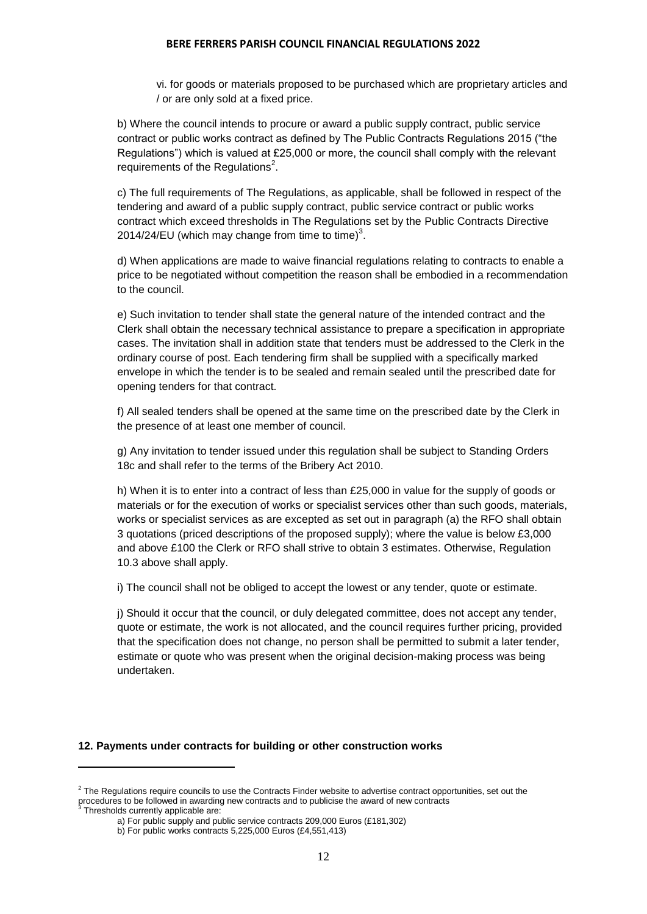vi. for goods or materials proposed to be purchased which are proprietary articles and / or are only sold at a fixed price.

b) Where the council intends to procure or award a public supply contract, public service contract or public works contract as defined by The Public Contracts Regulations 2015 ("the Regulations") which is valued at £25,000 or more, the council shall comply with the relevant requirements of the Regulations[2].

c) The full requirements of The Regulations, as applicable, shall be followed in respect of the tendering and award of a public supply contract, public service contract or public works contract which exceed thresholds in The Regulations set by the Public Contracts Directive 2014/24/EU (which may change from time to time)[3].

d) When applications are made to waive financial regulations relating to contracts to enable a price to be negotiated without competition the reason shall be embodied in a recommendation to the council.

e) Such invitation to tender shall state the general nature of the intended contract and the Clerk shall obtain the necessary technical assistance to prepare a specification in appropriate cases. The invitation shall in addition state that tenders must be addressed to the Clerk in the ordinary course of post. Each tendering firm shall be supplied with a specifically marked envelope in which the tender is to be sealed and remain sealed until the prescribed date for opening tenders for that contract.

f) All sealed tenders shall be opened at the same time on the prescribed date by the Clerk in the presence of at least one member of council.

g) Any invitation to tender issued under this regulation shall be subject to Standing Orders 18c and shall refer to the terms of the Bribery Act 2010.

h) When it is to enter into a contract of less than £25,000 in value for the supply of goods or materials or for the execution of works or specialist services other than such goods, materials, works or specialist services as are excepted as set out in paragraph (a) the RFO shall obtain 3 quotations (priced descriptions of the proposed supply); where the value is below £3,000 and above £100 the Clerk or RFO shall strive to obtain 3 estimates. Otherwise, Regulation 10.3 above shall apply.

i) The council shall not be obliged to accept the lowest or any tender, quote or estimate.

j) Should it occur that the council, or duly delegated committee, does not accept any tender, quote or estimate, the work is not allocated, and the council requires further pricing, provided that the specification does not change, no person shall be permitted to submit a later tender, estimate or quote who was present when the original decision-making process was being undertaken.

**12. Payments under contracts for building or other construction works**

---

[2] The Regulations require councils to use the Contracts Finder website to advertise contract opportunities, set out the procedures to be followed in awarding new contracts and to publicise the award of new contracts

[3] Thresholds currently applicable are:

a) For public supply and public service contracts 209,000 Euros (£181,302)

b) For public works contracts 5,225,000 Euros (£4,551,413)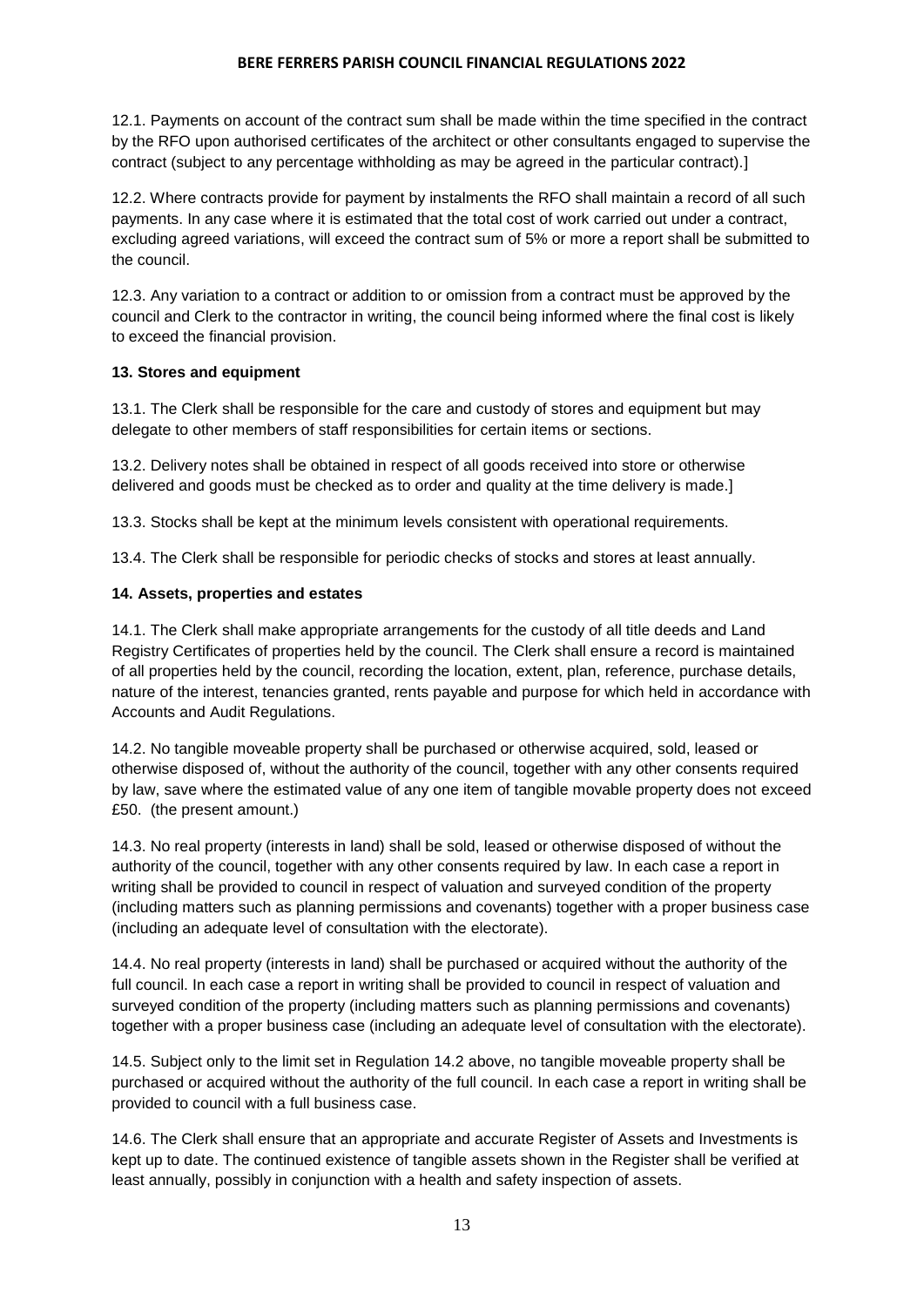12.1. Payments on account of the contract sum shall be made within the time specified in the contract by the RFO upon authorised certificates of the architect or other consultants engaged to supervise the contract (subject to any percentage withholding as may be agreed in the particular contract).]

12.2. Where contracts provide for payment by instalments the RFO shall maintain a record of all such payments. In any case where it is estimated that the total cost of work carried out under a contract, excluding agreed variations, will exceed the contract sum of 5% or more a report shall be submitted to the council.

12.3. Any variation to a contract or addition to or omission from a contract must be approved by the council and Clerk to the contractor in writing, the council being informed where the final cost is likely to exceed the financial provision.

**13. Stores and equipment**

13.1. The Clerk shall be responsible for the care and custody of stores and equipment but may delegate to other members of staff responsibilities for certain items or sections.

13.2. Delivery notes shall be obtained in respect of all goods received into store or otherwise delivered and goods must be checked as to order and quality at the time delivery is made.]

13.3. Stocks shall be kept at the minimum levels consistent with operational requirements.

13.4. The Clerk shall be responsible for periodic checks of stocks and stores at least annually.

**14. Assets, properties and estates**

14.1. The Clerk shall make appropriate arrangements for the custody of all title deeds and Land Registry Certificates of properties held by the council. The Clerk shall ensure a record is maintained of all properties held by the council, recording the location, extent, plan, reference, purchase details, nature of the interest, tenancies granted, rents payable and purpose for which held in accordance with Accounts and Audit Regulations.

14.2. No tangible moveable property shall be purchased or otherwise acquired, sold, leased or otherwise disposed of, without the authority of the council, together with any other consents required by law, save where the estimated value of any one item of tangible movable property does not exceed £50. (the present amount.)

14.3. No real property (interests in land) shall be sold, leased or otherwise disposed of without the authority of the council, together with any other consents required by law. In each case a report in writing shall be provided to council in respect of valuation and surveyed condition of the property (including matters such as planning permissions and covenants) together with a proper business case (including an adequate level of consultation with the electorate).

14.4. No real property (interests in land) shall be purchased or acquired without the authority of the full council. In each case a report in writing shall be provided to council in respect of valuation and surveyed condition of the property (including matters such as planning permissions and covenants) together with a proper business case (including an adequate level of consultation with the electorate).

14.5. Subject only to the limit set in Regulation 14.2 above, no tangible moveable property shall be purchased or acquired without the authority of the full council. In each case a report in writing shall be provided to council with a full business case.

14.6. The Clerk shall ensure that an appropriate and accurate Register of Assets and Investments is kept up to date. The continued existence of tangible assets shown in the Register shall be verified at least annually, possibly in conjunction with a health and safety inspection of assets.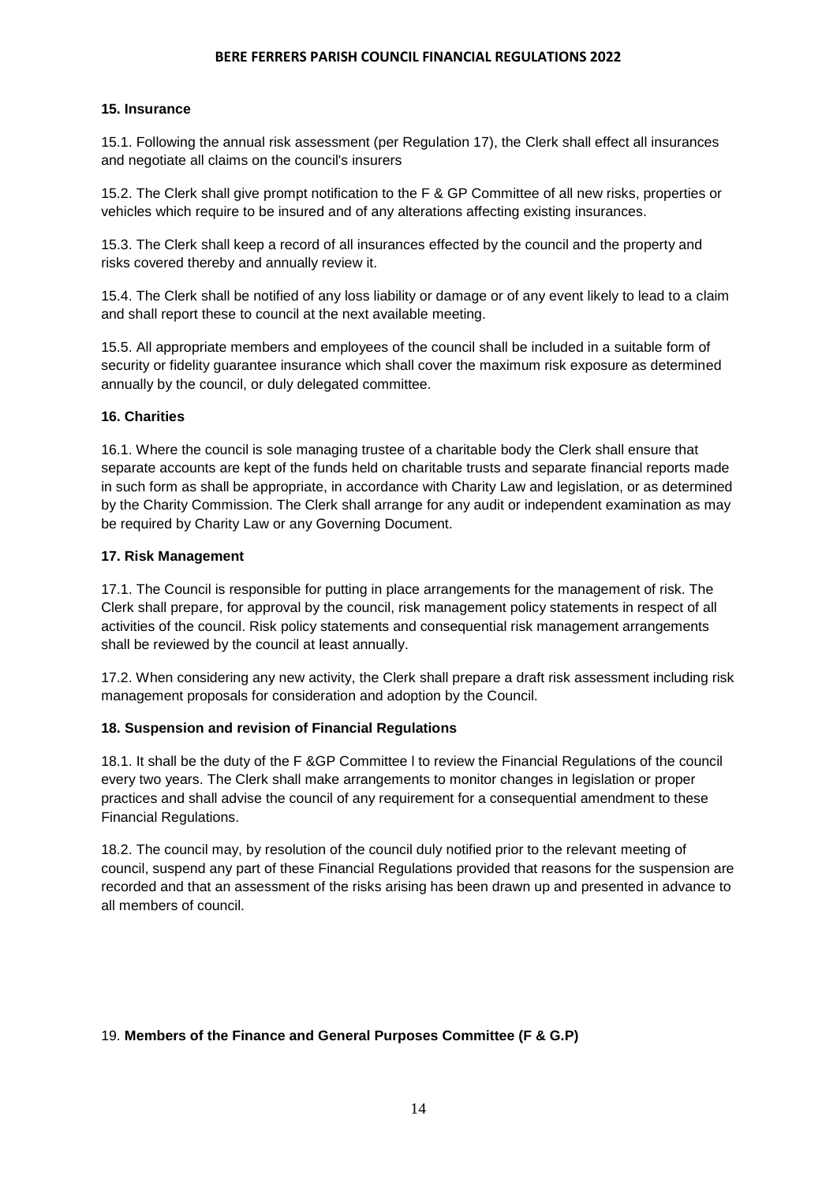**15. Insurance**

15.1. Following the annual risk assessment (per Regulation 17), the Clerk shall effect all insurances and negotiate all claims on the council's insurers

15.2. The Clerk shall give prompt notification to the F & GP Committee of all new risks, properties or vehicles which require to be insured and of any alterations affecting existing insurances.

15.3. The Clerk shall keep a record of all insurances effected by the council and the property and risks covered thereby and annually review it.

15.4. The Clerk shall be notified of any loss liability or damage or of any event likely to lead to a claim and shall report these to council at the next available meeting.

15.5. All appropriate members and employees of the council shall be included in a suitable form of security or fidelity guarantee insurance which shall cover the maximum risk exposure as determined annually by the council, or duly delegated committee.

**16. Charities**

16.1. Where the council is sole managing trustee of a charitable body the Clerk shall ensure that separate accounts are kept of the funds held on charitable trusts and separate financial reports made in such form as shall be appropriate, in accordance with Charity Law and legislation, or as determined by the Charity Commission. The Clerk shall arrange for any audit or independent examination as may be required by Charity Law or any Governing Document.

**17. Risk Management**

17.1. The Council is responsible for putting in place arrangements for the management of risk. The Clerk shall prepare, for approval by the council, risk management policy statements in respect of all activities of the council. Risk policy statements and consequential risk management arrangements shall be reviewed by the council at least annually.

17.2. When considering any new activity, the Clerk shall prepare a draft risk assessment including risk management proposals for consideration and adoption by the Council.

**18. Suspension and revision of Financial Regulations**

18.1. It shall be the duty of the F &GP Committee l to review the Financial Regulations of the council every two years. The Clerk shall make arrangements to monitor changes in legislation or proper practices and shall advise the council of any requirement for a consequential amendment to these Financial Regulations.

18.2. The council may, by resolution of the council duly notified prior to the relevant meeting of council, suspend any part of these Financial Regulations provided that reasons for the suspension are recorded and that an assessment of the risks arising has been drawn up and presented in advance to all members of council.

19. **Members of the Finance and General Purposes Committee (F & G.P)**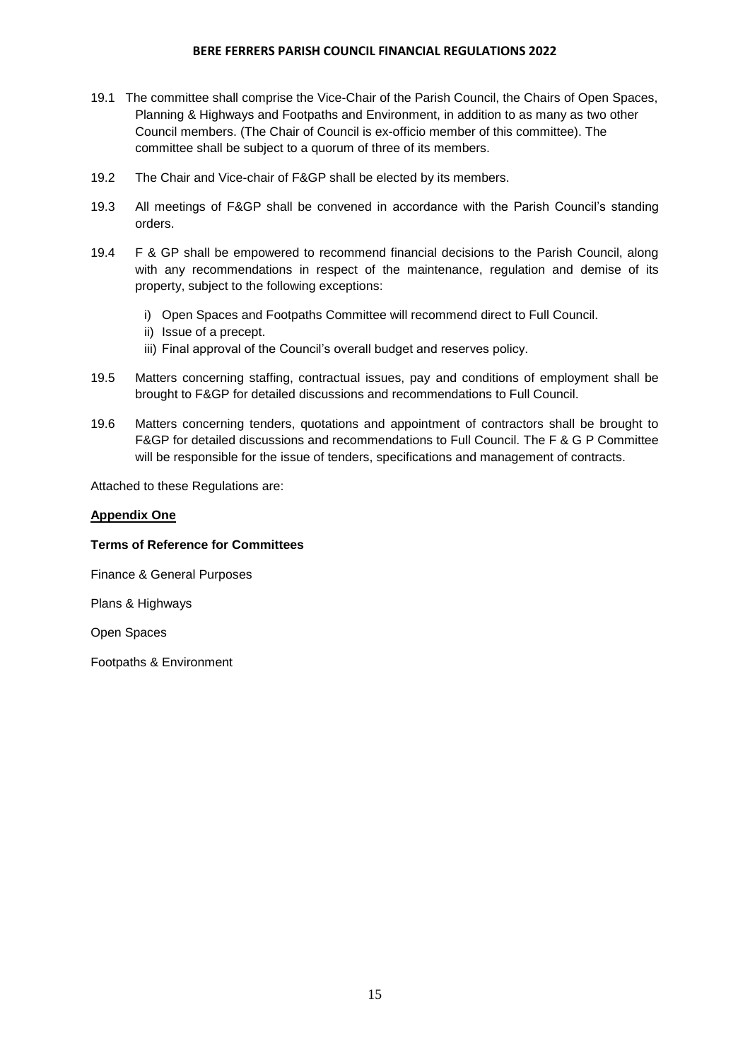19.1 The committee shall comprise the Vice-Chair of the Parish Council, the Chairs of Open Spaces, Planning & Highways and Footpaths and Environment, in addition to as many as two other Council members. (The Chair of Council is ex-officio member of this committee). The committee shall be subject to a quorum of three of its members.

19.2 The Chair and Vice-chair of F&GP shall be elected by its members.

19.3 All meetings of F&GP shall be convened in accordance with the Parish Council's standing orders.

19.4 F & GP shall be empowered to recommend financial decisions to the Parish Council, along with any recommendations in respect of the maintenance, regulation and demise of its property, subject to the following exceptions:

i) Open Spaces and Footpaths Committee will recommend direct to Full Council.
ii) Issue of a precept.
iii) Final approval of the Council's overall budget and reserves policy.

19.5 Matters concerning staffing, contractual issues, pay and conditions of employment shall be brought to F&GP for detailed discussions and recommendations to Full Council.

19.6 Matters concerning tenders, quotations and appointment of contractors shall be brought to F&GP for detailed discussions and recommendations to Full Council. The F & G P Committee will be responsible for the issue of tenders, specifications and management of contracts.

Attached to these Regulations are:

**Appendix One**

**Terms of Reference for Committees**

Finance & General Purposes

Plans & Highways

Open Spaces

Footpaths & Environment